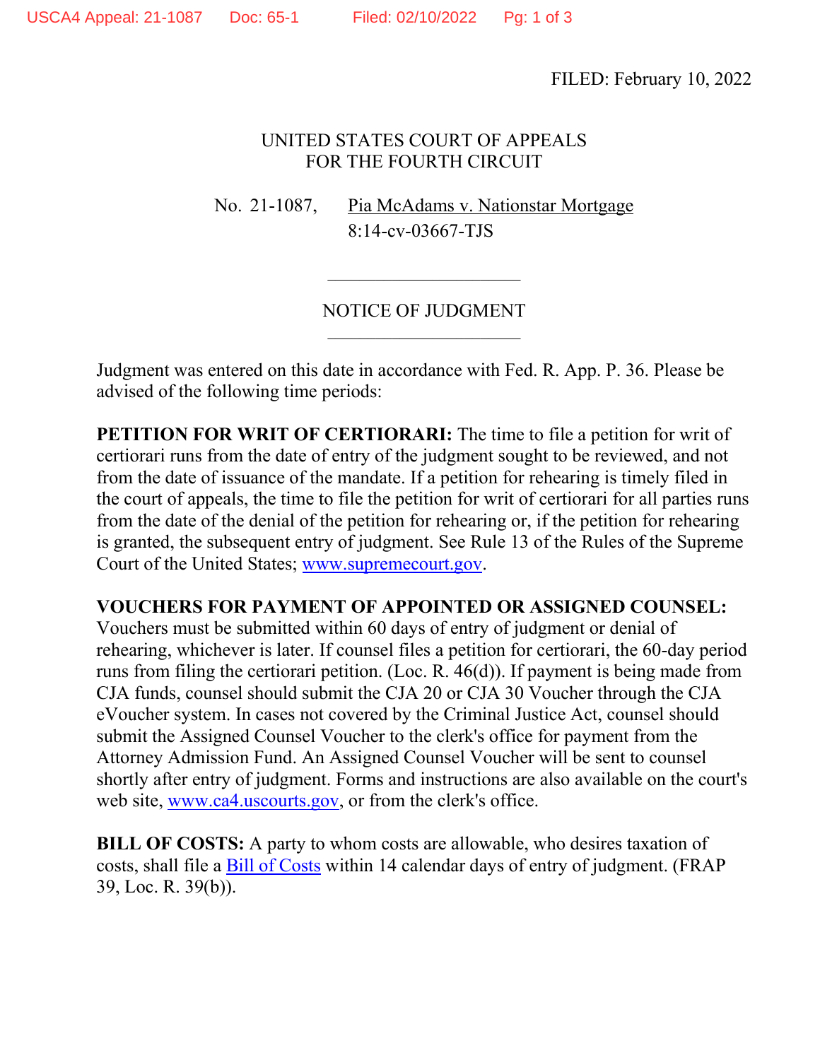FILED: February 10, 2022

UNITED STATES COURT OF APPEALS
FOR THE FOURTH CIRCUIT

No. 21-1087, Pia McAdams v. Nationstar Mortgage
8:14-cv-03667-TJS

---

NOTICE OF JUDGMENT

---

Judgment was entered on this date in accordance with Fed. R. App. P. 36. Please be advised of the following time periods:

**PETITION FOR WRIT OF CERTIORARI:** The time to file a petition for writ of certiorari runs from the date of entry of the judgment sought to be reviewed, and not from the date of issuance of the mandate. If a petition for rehearing is timely filed in the court of appeals, the time to file the petition for writ of certiorari for all parties runs from the date of the denial of the petition for rehearing or, if the petition for rehearing is granted, the subsequent entry of judgment. See Rule 13 of the Rules of the Supreme Court of the United States; www.supremecourt.gov.

**VOUCHERS FOR PAYMENT OF APPOINTED OR ASSIGNED COUNSEL:** Vouchers must be submitted within 60 days of entry of judgment or denial of rehearing, whichever is later. If counsel files a petition for certiorari, the 60-day period runs from filing the certiorari petition. (Loc. R. 46(d)). If payment is being made from CJA funds, counsel should submit the CJA 20 or CJA 30 Voucher through the CJA eVoucher system. In cases not covered by the Criminal Justice Act, counsel should submit the Assigned Counsel Voucher to the clerk's office for payment from the Attorney Admission Fund. An Assigned Counsel Voucher will be sent to counsel shortly after entry of judgment. Forms and instructions are also available on the court's web site, www.ca4.uscourts.gov, or from the clerk's office.

**BILL OF COSTS:** A party to whom costs are allowable, who desires taxation of costs, shall file a Bill of Costs within 14 calendar days of entry of judgment. (FRAP 39, Loc. R. 39(b)).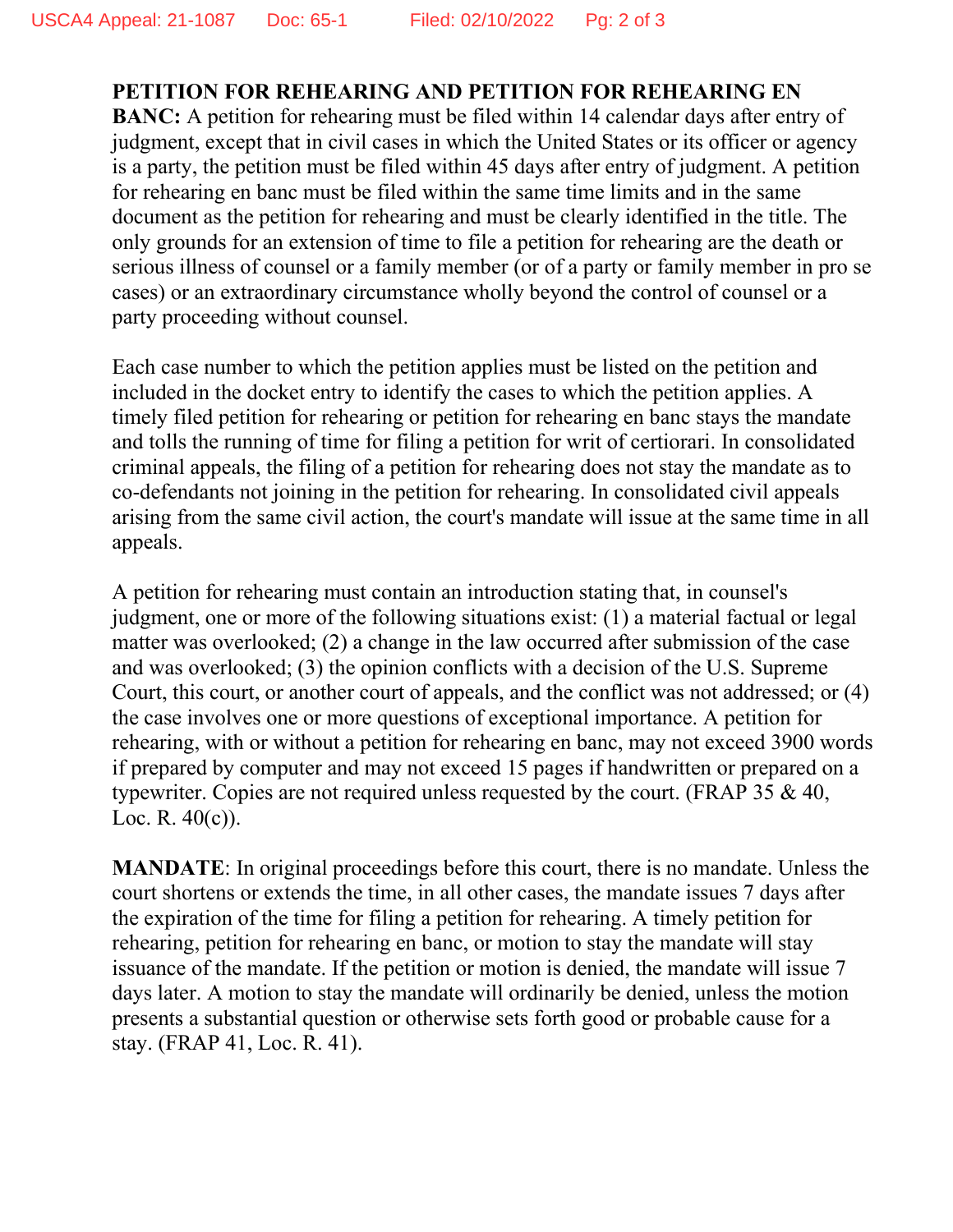**PETITION FOR REHEARING AND PETITION FOR REHEARING EN BANC:** A petition for rehearing must be filed within 14 calendar days after entry of judgment, except that in civil cases in which the United States or its officer or agency is a party, the petition must be filed within 45 days after entry of judgment. A petition for rehearing en banc must be filed within the same time limits and in the same document as the petition for rehearing and must be clearly identified in the title. The only grounds for an extension of time to file a petition for rehearing are the death or serious illness of counsel or a family member (or of a party or family member in pro se cases) or an extraordinary circumstance wholly beyond the control of counsel or a party proceeding without counsel.

Each case number to which the petition applies must be listed on the petition and included in the docket entry to identify the cases to which the petition applies. A timely filed petition for rehearing or petition for rehearing en banc stays the mandate and tolls the running of time for filing a petition for writ of certiorari. In consolidated criminal appeals, the filing of a petition for rehearing does not stay the mandate as to co-defendants not joining in the petition for rehearing. In consolidated civil appeals arising from the same civil action, the court's mandate will issue at the same time in all appeals.

A petition for rehearing must contain an introduction stating that, in counsel's judgment, one or more of the following situations exist: (1) a material factual or legal matter was overlooked; (2) a change in the law occurred after submission of the case and was overlooked; (3) the opinion conflicts with a decision of the U.S. Supreme Court, this court, or another court of appeals, and the conflict was not addressed; or (4) the case involves one or more questions of exceptional importance. A petition for rehearing, with or without a petition for rehearing en banc, may not exceed 3900 words if prepared by computer and may not exceed 15 pages if handwritten or prepared on a typewriter. Copies are not required unless requested by the court. (FRAP 35 & 40, Loc. R. 40(c)).

**MANDATE**: In original proceedings before this court, there is no mandate. Unless the court shortens or extends the time, in all other cases, the mandate issues 7 days after the expiration of the time for filing a petition for rehearing. A timely petition for rehearing, petition for rehearing en banc, or motion to stay the mandate will stay issuance of the mandate. If the petition or motion is denied, the mandate will issue 7 days later. A motion to stay the mandate will ordinarily be denied, unless the motion presents a substantial question or otherwise sets forth good or probable cause for a stay. (FRAP 41, Loc. R. 41).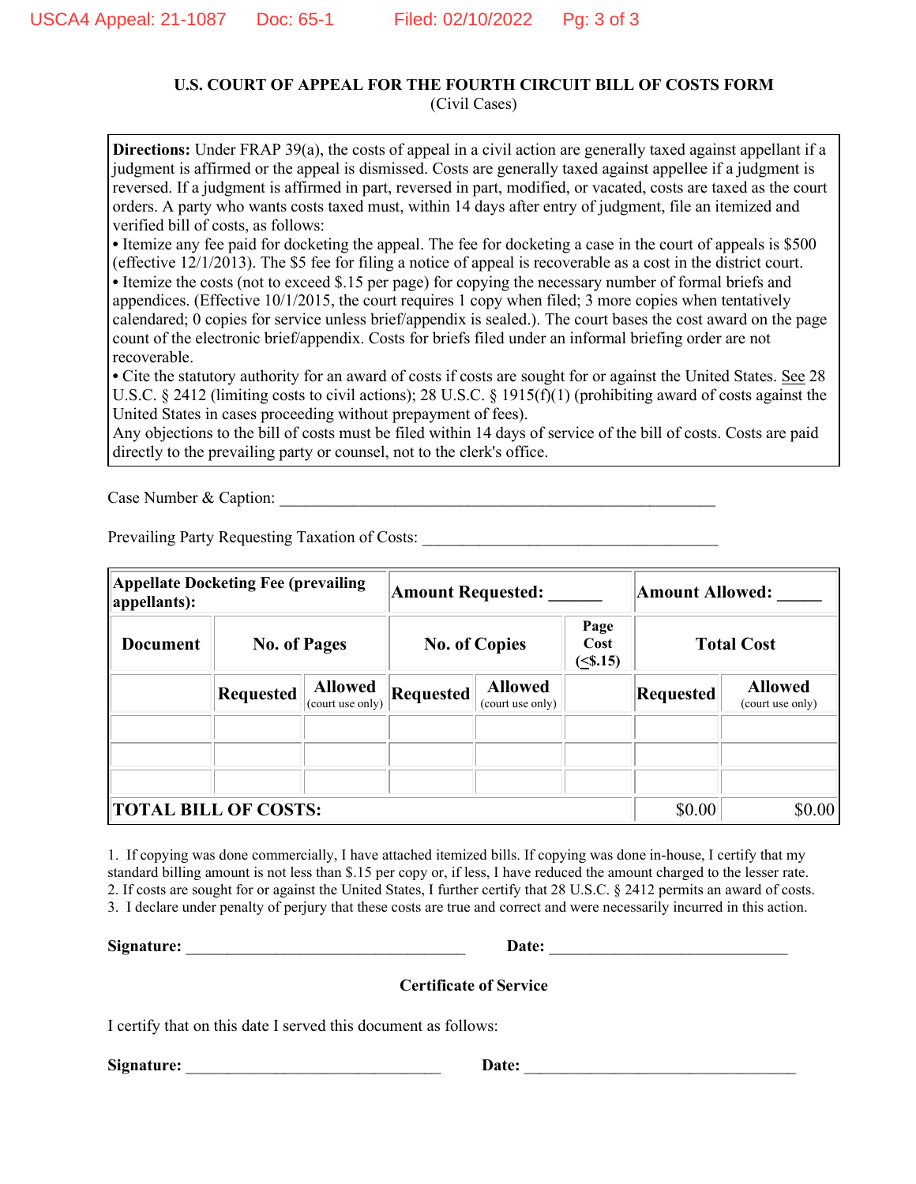**U.S. COURT OF APPEAL FOR THE FOURTH CIRCUIT BILL OF COSTS FORM**
(Civil Cases)

**Directions:** Under FRAP 39(a), the costs of appeal in a civil action are generally taxed against appellant if a judgment is affirmed or the appeal is dismissed. Costs are generally taxed against appellee if a judgment is reversed. If a judgment is affirmed in part, reversed in part, modified, or vacated, costs are taxed as the court orders. A party who wants costs taxed must, within 14 days after entry of judgment, file an itemized and verified bill of costs, as follows:

- Itemize any fee paid for docketing the appeal. The fee for docketing a case in the court of appeals is $500 (effective 12/1/2013). The $5 fee for filing a notice of appeal is recoverable as a cost in the district court.
- Itemize the costs (not to exceed $.15 per page) for copying the necessary number of formal briefs and appendices. (Effective 10/1/2015, the court requires 1 copy when filed; 3 more copies when tentatively calendared; 0 copies for service unless brief/appendix is sealed.). The court bases the cost award on the page count of the electronic brief/appendix. Costs for briefs filed under an informal briefing order are not recoverable.
- Cite the statutory authority for an award of costs if costs are sought for or against the United States. See 28 U.S.C. § 2412 (limiting costs to civil actions); 28 U.S.C. § 1915(f)(1) (prohibiting award of costs against the United States in cases proceeding without prepayment of fees).

Any objections to the bill of costs must be filed within 14 days of service of the bill of costs. Costs are paid directly to the prevailing party or counsel, not to the clerk's office.

Case Number & Caption: ______________________________________________________

Prevailing Party Requesting Taxation of Costs: ____________________________________

| **Appellate Docketing Fee (prevailing appellants):** | | | **Amount Requested: ______** | | | **Amount Allowed: _____** | |
|---|---|---|---|---|---|---|---|
| **Document** | **No. of Pages** | | **No. of Copies** | | **Page Cost (≤$.15)** | **Total Cost** | |
| | **Requested** | **Allowed** (court use only) | **Requested** | **Allowed** (court use only) | | **Requested** | **Allowed** (court use only) |
| | | | | | | | |
| | | | | | | | |
| | | | | | | | |
| **TOTAL BILL OF COSTS:** | | | | | | $0.00 | $0.00 |

1. If copying was done commercially, I have attached itemized bills. If copying was done in-house, I certify that my standard billing amount is not less than $.15 per copy or, if less, I have reduced the amount charged to the lesser rate.
2. If costs are sought for or against the United States, I further certify that 28 U.S.C. § 2412 permits an award of costs.
3. I declare under penalty of perjury that these costs are true and correct and were necessarily incurred in this action.

**Signature:** ___________________________________ **Date:** ______________________________

**Certificate of Service**

I certify that on this date I served this document as follows:

**Signature:** ________________________________ **Date:** ___________________________________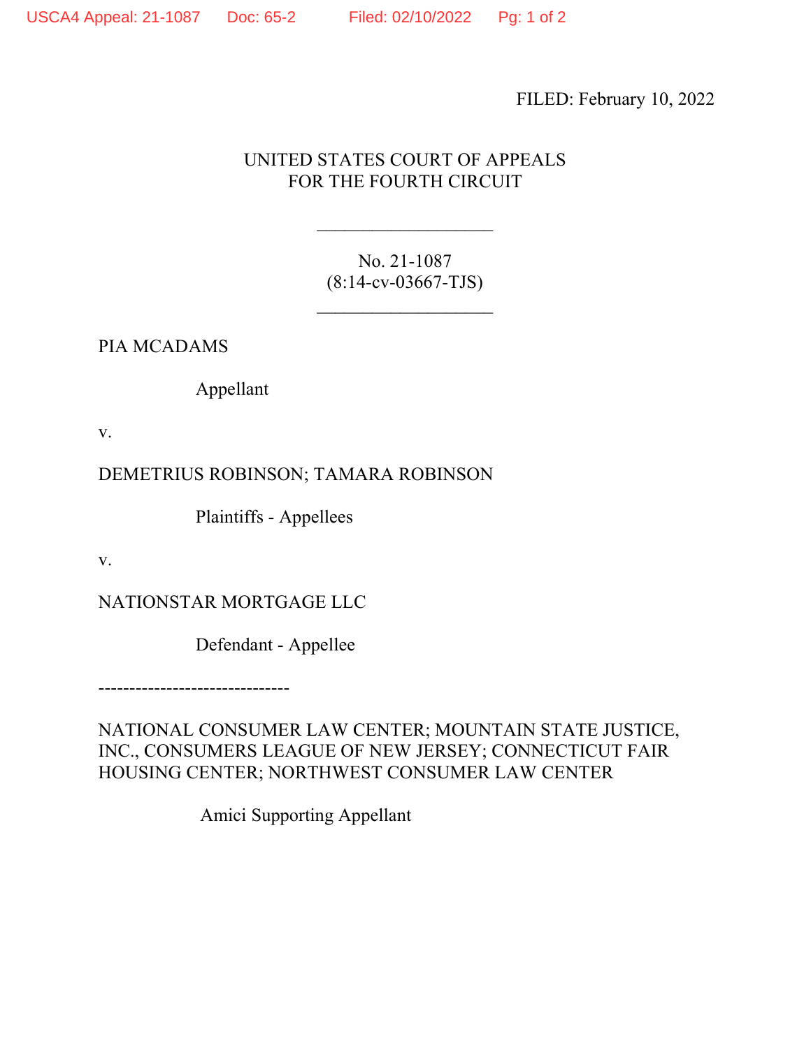FILED: February 10, 2022

UNITED STATES COURT OF APPEALS
FOR THE FOURTH CIRCUIT

___________________

No. 21-1087
(8:14-cv-03667-TJS)

___________________

PIA MCADAMS

Appellant

v.

DEMETRIUS ROBINSON; TAMARA ROBINSON

Plaintiffs - Appellees

v.

NATIONSTAR MORTGAGE LLC

Defendant - Appellee

------------------------------

NATIONAL CONSUMER LAW CENTER; MOUNTAIN STATE JUSTICE, INC., CONSUMERS LEAGUE OF NEW JERSEY; CONNECTICUT FAIR HOUSING CENTER; NORTHWEST CONSUMER LAW CENTER

Amici Supporting Appellant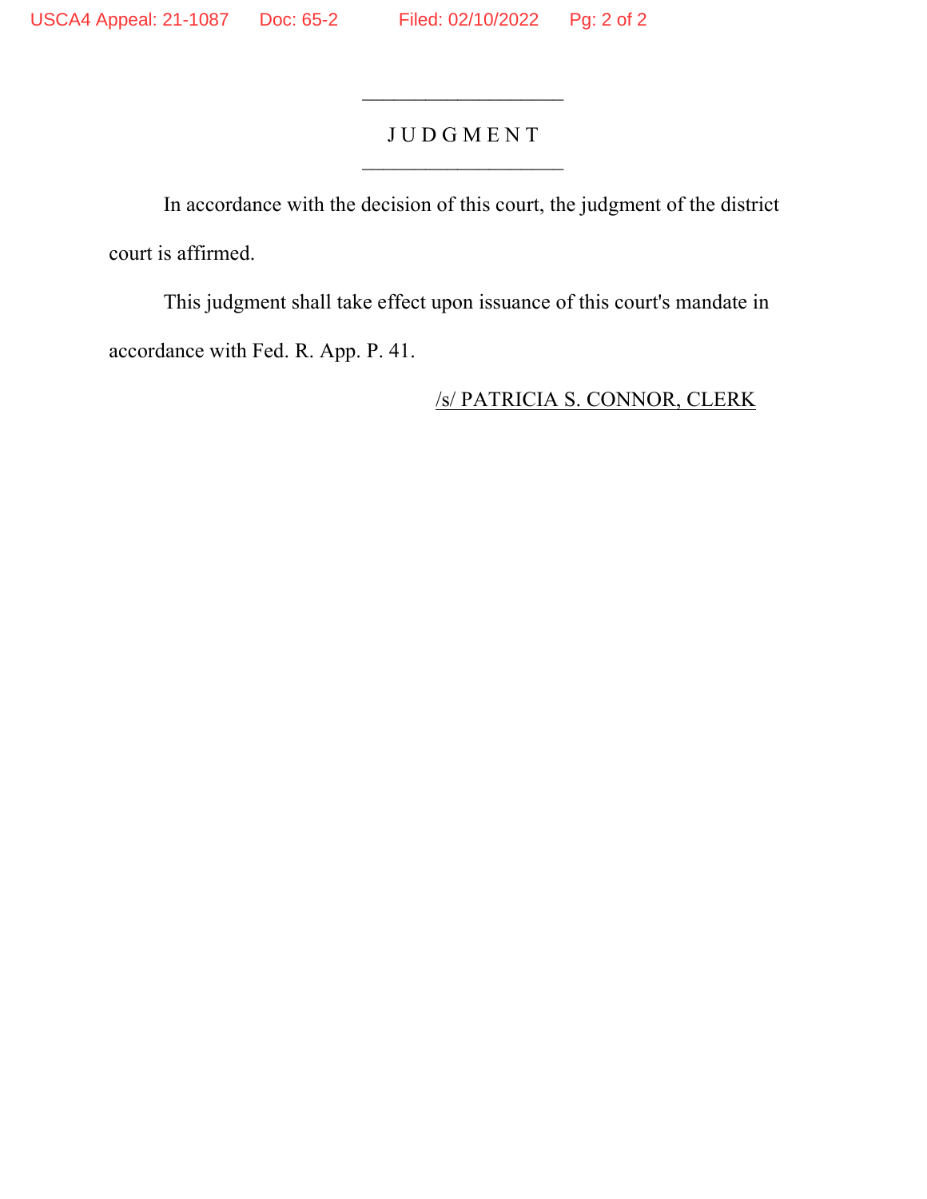# J U D G M E N T

In accordance with the decision of this court, the judgment of the district court is affirmed.

This judgment shall take effect upon issuance of this court's mandate in accordance with Fed. R. App. P. 41.

/s/ PATRICIA S. CONNOR, CLERK